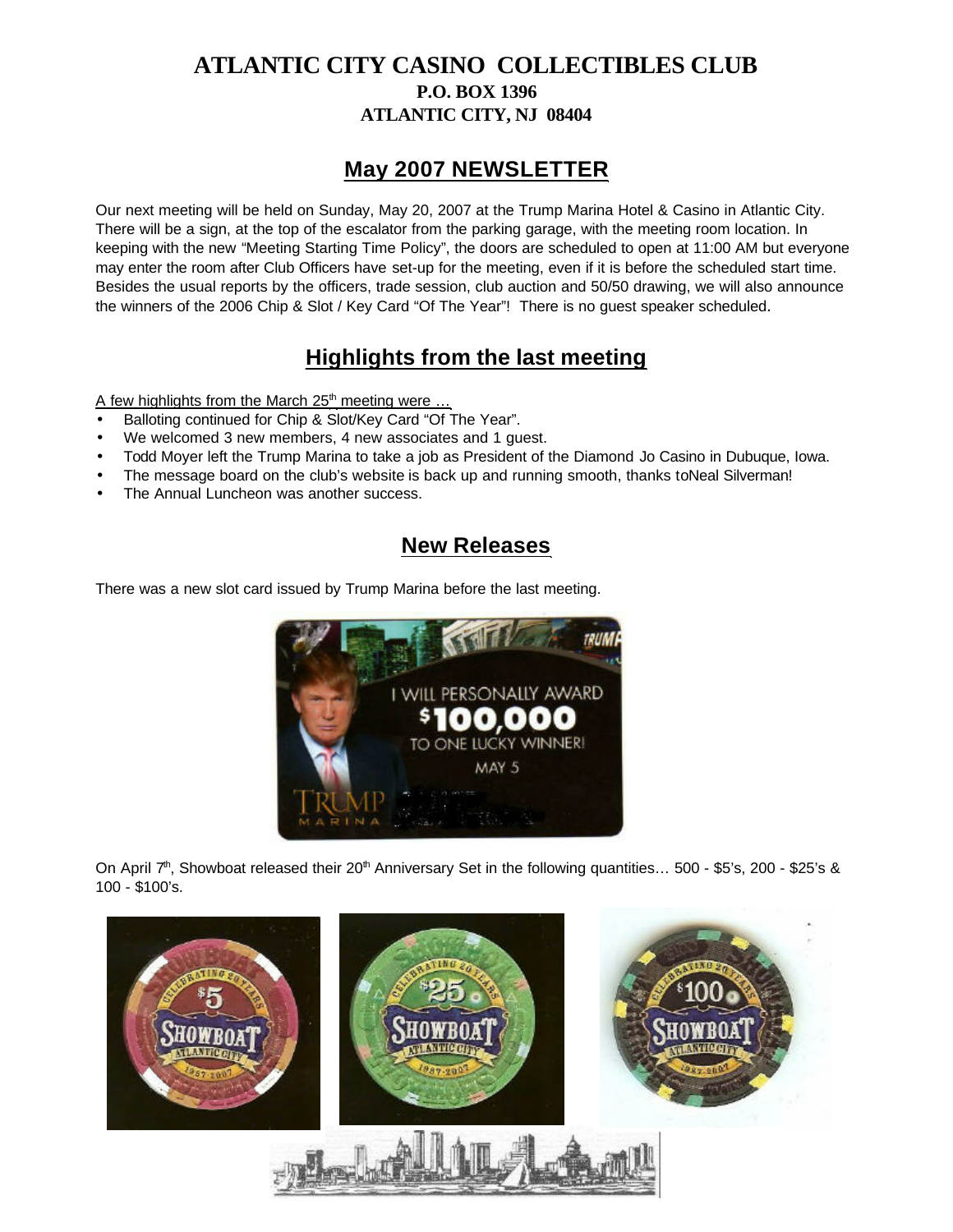# ATLANTIC CITY CASINO COLLECTIBLES CLUB

**P.O. BOX 1396**
**ATLANTIC CITY, NJ 08404**

## May 2007 NEWSLETTER

Our next meeting will be held on Sunday, May 20, 2007 at the Trump Marina Hotel & Casino in Atlantic City. There will be a sign, at the top of the escalator from the parking garage, with the meeting room location. In keeping with the new "Meeting Starting Time Policy", the doors are scheduled to open at 11:00 AM but everyone may enter the room after Club Officers have set-up for the meeting, even if it is before the scheduled start time. Besides the usual reports by the officers, trade session, club auction and 50/50 drawing, we will also announce the winners of the 2006 Chip & Slot / Key Card "Of The Year"! There is no guest speaker scheduled.

## Highlights from the last meeting

A few highlights from the March 25th meeting were …

- Balloting continued for Chip & Slot/Key Card "Of The Year".
- We welcomed 3 new members, 4 new associates and 1 guest.
- Todd Moyer left the Trump Marina to take a job as President of the Diamond Jo Casino in Dubuque, Iowa.
- The message board on the club's website is back up and running smooth, thanks toNeal Silverman!
- The Annual Luncheon was another success.

## New Releases

There was a new slot card issued by Trump Marina before the last meeting.

On April 7th, Showboat released their 20th Anniversary Set in the following quantities… 500 - $5's, 200 - $25's & 100 - $100's.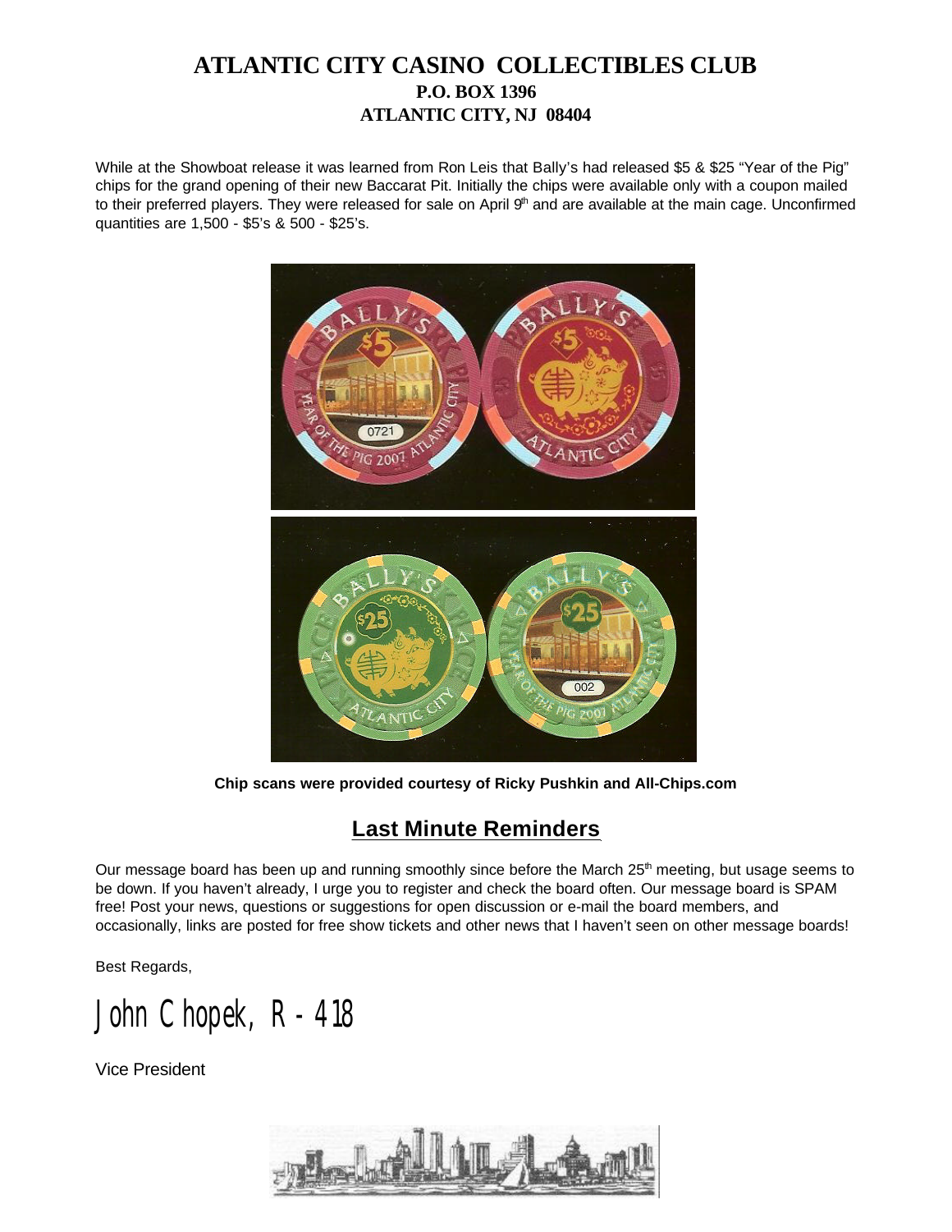# ATLANTIC CITY CASINO COLLECTIBLES CLUB

**P.O. BOX 1396**
**ATLANTIC CITY, NJ 08404**

While at the Showboat release it was learned from Ron Leis that Bally's had released \$5 & \$25 "Year of the Pig" chips for the grand opening of their new Baccarat Pit. Initially the chips were available only with a coupon mailed to their preferred players. They were released for sale on April 9th and are available at the main cage. Unconfirmed quantities are 1,500 - \$5's & 500 - \$25's.

**Chip scans were provided courtesy of Ricky Pushkin and All-Chips.com**

## Last Minute Reminders

Our message board has been up and running smoothly since before the March 25th meeting, but usage seems to be down. If you haven't already, I urge you to register and check the board often. Our message board is SPAM free! Post your news, questions or suggestions for open discussion or e-mail the board members, and occasionally, links are posted for free show tickets and other news that I haven't seen on other message boards!

Best Regards,

John Chopek, R - 418

Vice President